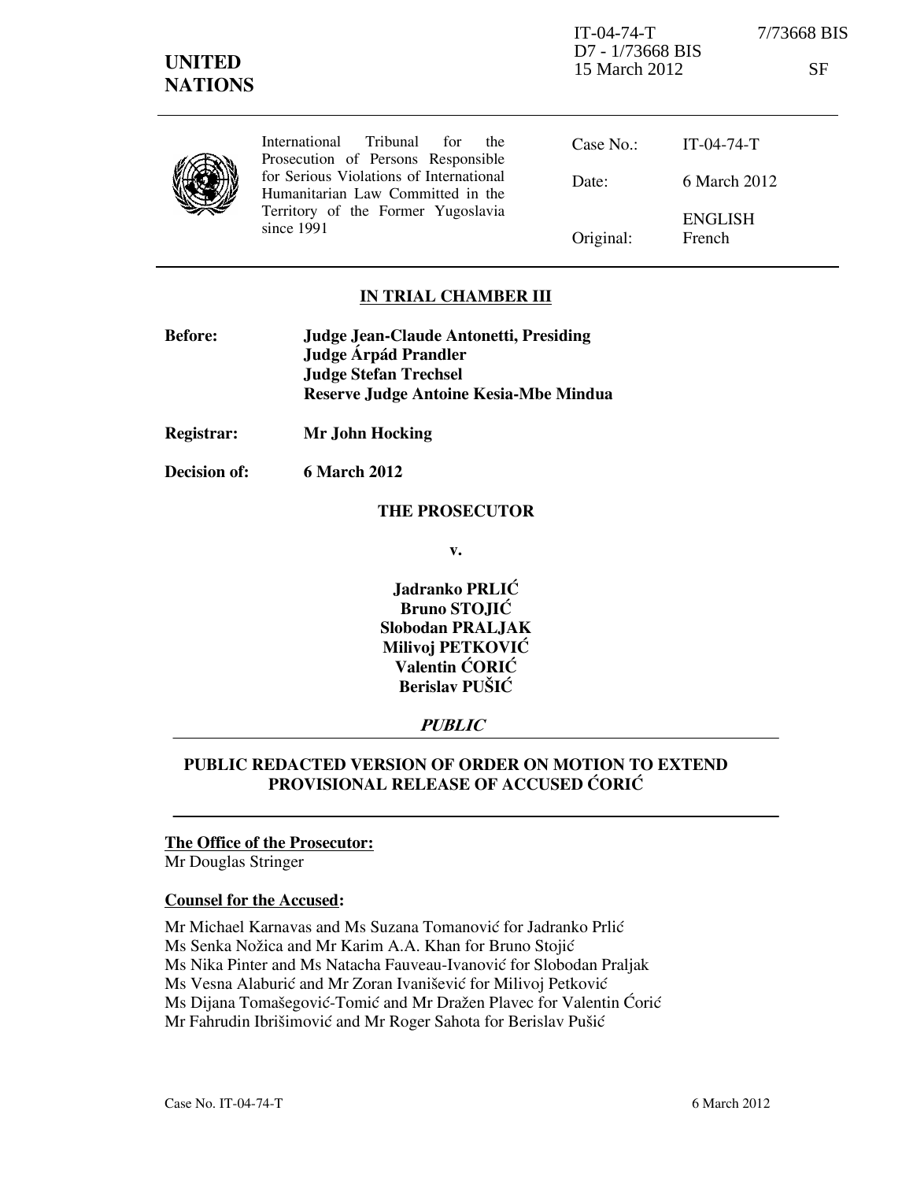IT-04-74-T 7/73668 BIS
D7 - 1/73668 BIS
15 March 2012 SF

**UNITED NATIONS**

International Tribunal for the Prosecution of Persons Responsible for Serious Violations of International Humanitarian Law Committed in the Territory of the Former Yugoslavia since 1991

| | |
|---|---|
| Case No.: | IT-04-74-T |
| Date: | 6 March 2012 |
| Original: | ENGLISH French |

## IN TRIAL CHAMBER III

**Before:** **Judge Jean-Claude Antonetti, Presiding**
**Judge Árpád Prandler**
**Judge Stefan Trechsel**
**Reserve Judge Antoine Kesia-Mbe Mindua**

**Registrar:** **Mr John Hocking**

**Decision of:** **6 March 2012**

**THE PROSECUTOR**

**v.**

**Jadranko PRLIĆ**
**Bruno STOJIĆ**
**Slobodan PRALJAK**
**Milivoj PETKOVIĆ**
**Valentin ĆORIĆ**
**Berislav PUŠIĆ**

***PUBLIC***

## PUBLIC REDACTED VERSION OF ORDER ON MOTION TO EXTEND PROVISIONAL RELEASE OF ACCUSED ĆORIĆ

**The Office of the Prosecutor:**
Mr Douglas Stringer

**Counsel for the Accused:**

Mr Michael Karnavas and Ms Suzana Tomanović for Jadranko Prlić
Ms Senka Nožica and Mr Karim A.A. Khan for Bruno Stojić
Ms Nika Pinter and Ms Natacha Fauveau-Ivanović for Slobodan Praljak
Ms Vesna Alaburić and Mr Zoran Ivanišević for Milivoj Petković
Ms Dijana Tomašegović-Tomić and Mr Dražen Plavec for Valentin Ćorić
Mr Fahrudin Ibrišimović and Mr Roger Sahota for Berislav Pušić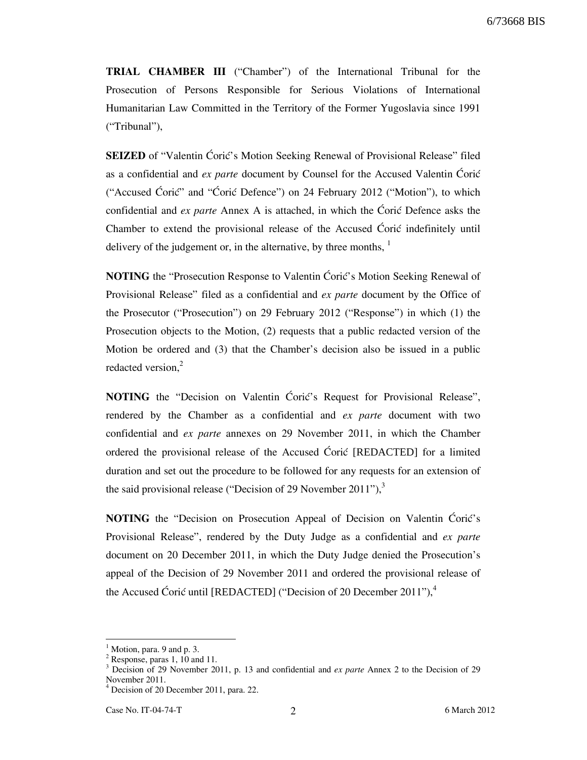**TRIAL CHAMBER III** ("Chamber") of the International Tribunal for the Prosecution of Persons Responsible for Serious Violations of International Humanitarian Law Committed in the Territory of the Former Yugoslavia since 1991 ("Tribunal"),

**SEIZED** of "Valentin Ćorić's Motion Seeking Renewal of Provisional Release" filed as a confidential and *ex parte* document by Counsel for the Accused Valentin Ćorić ("Accused Ćorić" and "Ćorić Defence") on 24 February 2012 ("Motion"), to which confidential and *ex parte* Annex A is attached, in which the Ćorić Defence asks the Chamber to extend the provisional release of the Accused Ćorić indefinitely until delivery of the judgement or, in the alternative, by three months, [1]

**NOTING** the "Prosecution Response to Valentin Ćorić's Motion Seeking Renewal of Provisional Release" filed as a confidential and *ex parte* document by the Office of the Prosecutor ("Prosecution") on 29 February 2012 ("Response") in which (1) the Prosecution objects to the Motion, (2) requests that a public redacted version of the Motion be ordered and (3) that the Chamber's decision also be issued in a public redacted version,[2]

**NOTING** the "Decision on Valentin Ćorić's Request for Provisional Release", rendered by the Chamber as a confidential and *ex parte* document with two confidential and *ex parte* annexes on 29 November 2011, in which the Chamber ordered the provisional release of the Accused Ćorić [REDACTED] for a limited duration and set out the procedure to be followed for any requests for an extension of the said provisional release ("Decision of 29 November 2011"),[3]

**NOTING** the "Decision on Prosecution Appeal of Decision on Valentin Ćorić's Provisional Release", rendered by the Duty Judge as a confidential and *ex parte* document on 20 December 2011, in which the Duty Judge denied the Prosecution's appeal of the Decision of 29 November 2011 and ordered the provisional release of the Accused Ćorić until [REDACTED] ("Decision of 20 December 2011"),[4]

---

[1] Motion, para. 9 and p. 3.

[2] Response, paras 1, 10 and 11.

[3] Decision of 29 November 2011, p. 13 and confidential and *ex parte* Annex 2 to the Decision of 29 November 2011.

[4] Decision of 20 December 2011, para. 22.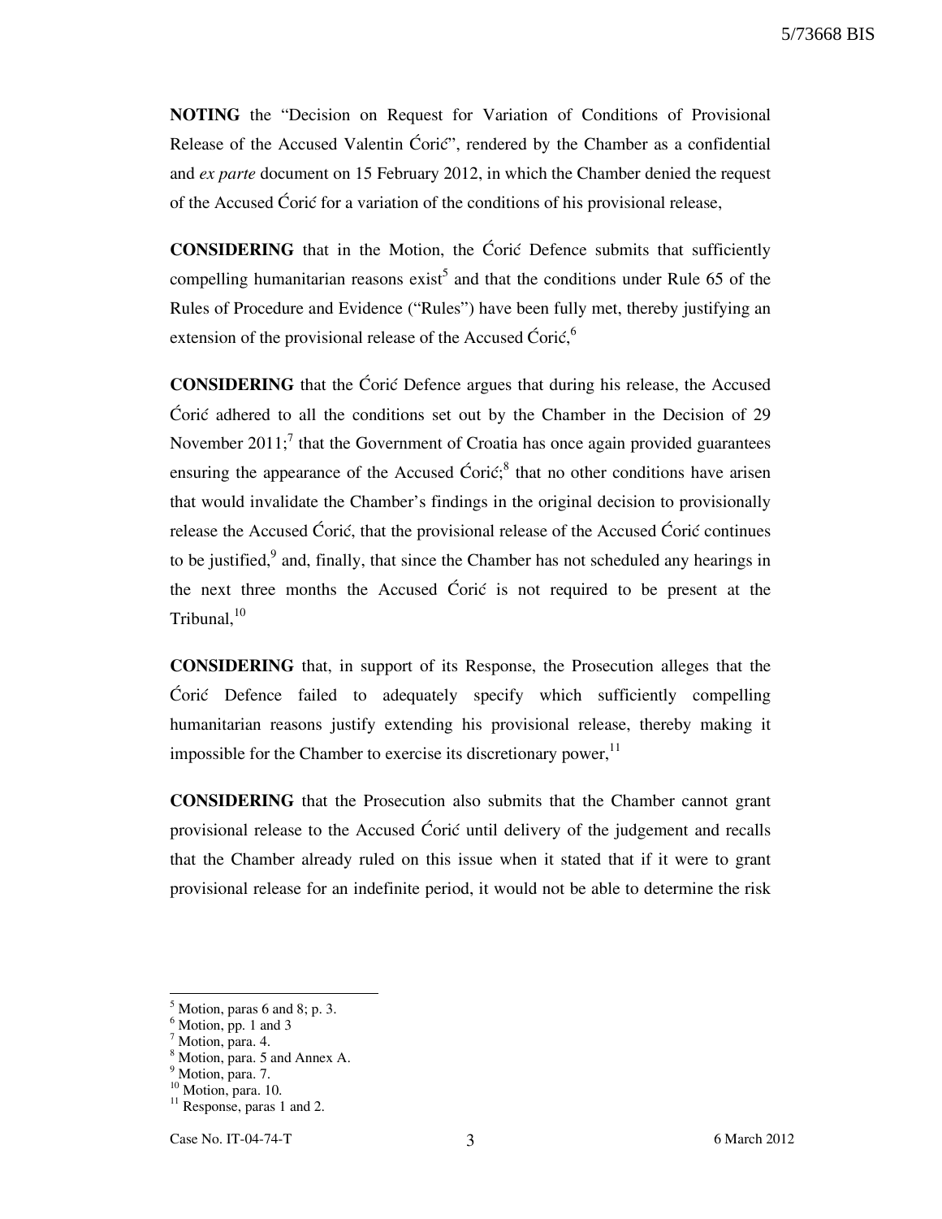**NOTING** the "Decision on Request for Variation of Conditions of Provisional Release of the Accused Valentin Ćorić", rendered by the Chamber as a confidential and *ex parte* document on 15 February 2012, in which the Chamber denied the request of the Accused Ćorić for a variation of the conditions of his provisional release,

**CONSIDERING** that in the Motion, the Ćorić Defence submits that sufficiently compelling humanitarian reasons exist[5] and that the conditions under Rule 65 of the Rules of Procedure and Evidence ("Rules") have been fully met, thereby justifying an extension of the provisional release of the Accused Ćorić,[6]

**CONSIDERING** that the Ćorić Defence argues that during his release, the Accused Ćorić adhered to all the conditions set out by the Chamber in the Decision of 29 November 2011;[7] that the Government of Croatia has once again provided guarantees ensuring the appearance of the Accused Ćorić;[8] that no other conditions have arisen that would invalidate the Chamber's findings in the original decision to provisionally release the Accused Ćorić, that the provisional release of the Accused Ćorić continues to be justified,[9] and, finally, that since the Chamber has not scheduled any hearings in the next three months the Accused Ćorić is not required to be present at the Tribunal,[10]

**CONSIDERING** that, in support of its Response, the Prosecution alleges that the Ćorić Defence failed to adequately specify which sufficiently compelling humanitarian reasons justify extending his provisional release, thereby making it impossible for the Chamber to exercise its discretionary power,[11]

**CONSIDERING** that the Prosecution also submits that the Chamber cannot grant provisional release to the Accused Ćorić until delivery of the judgement and recalls that the Chamber already ruled on this issue when it stated that if it were to grant provisional release for an indefinite period, it would not be able to determine the risk

---

[5] Motion, paras 6 and 8; p. 3.
[6] Motion, pp. 1 and 3
[7] Motion, para. 4.
[8] Motion, para. 5 and Annex A.
[9] Motion, para. 7.
[10] Motion, para. 10.
[11] Response, paras 1 and 2.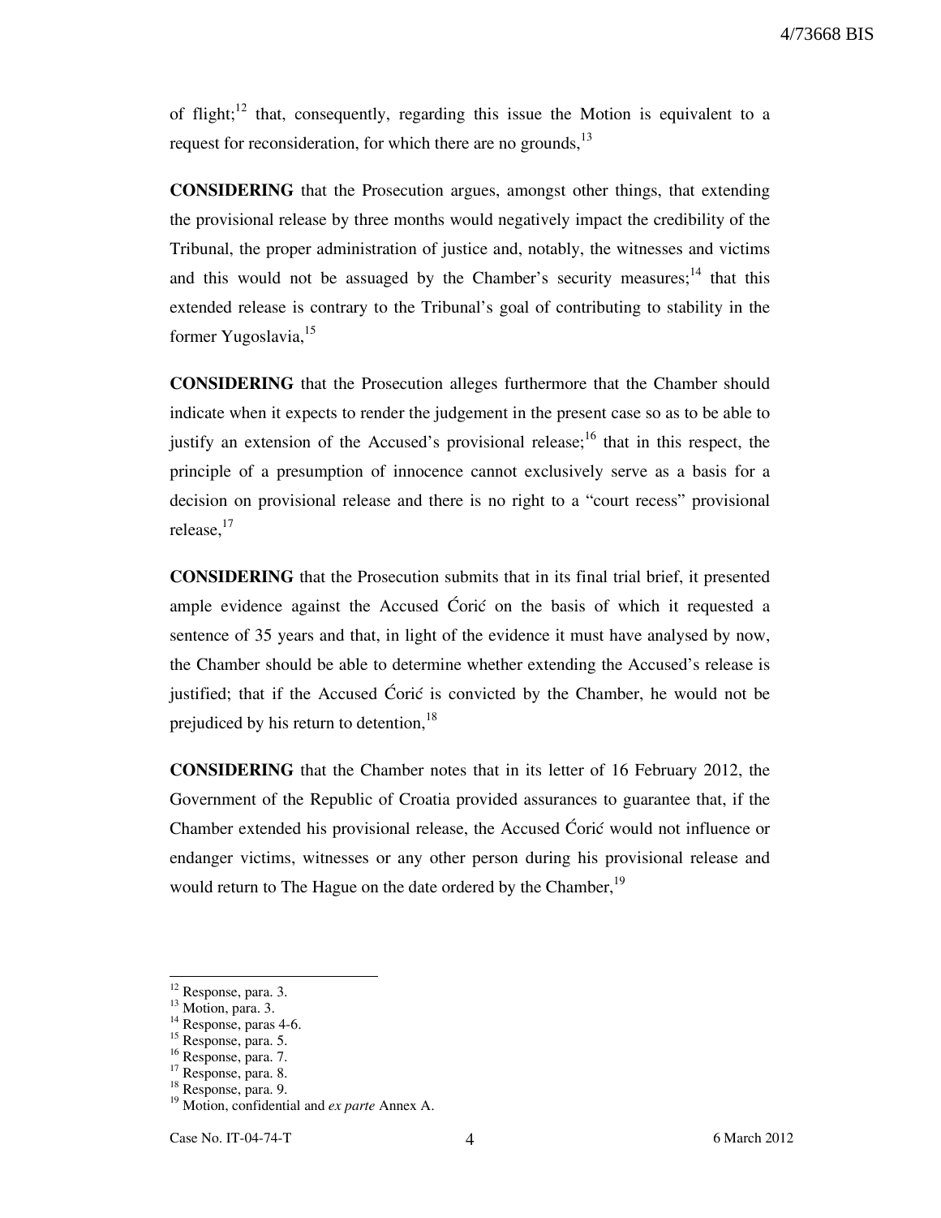of flight;[12] that, consequently, regarding this issue the Motion is equivalent to a request for reconsideration, for which there are no grounds,[13]

**CONSIDERING** that the Prosecution argues, amongst other things, that extending the provisional release by three months would negatively impact the credibility of the Tribunal, the proper administration of justice and, notably, the witnesses and victims and this would not be assuaged by the Chamber's security measures;[14] that this extended release is contrary to the Tribunal's goal of contributing to stability in the former Yugoslavia,[15]

**CONSIDERING** that the Prosecution alleges furthermore that the Chamber should indicate when it expects to render the judgement in the present case so as to be able to justify an extension of the Accused's provisional release;[16] that in this respect, the principle of a presumption of innocence cannot exclusively serve as a basis for a decision on provisional release and there is no right to a "court recess" provisional release,[17]

**CONSIDERING** that the Prosecution submits that in its final trial brief, it presented ample evidence against the Accused Ćorić on the basis of which it requested a sentence of 35 years and that, in light of the evidence it must have analysed by now, the Chamber should be able to determine whether extending the Accused's release is justified; that if the Accused Ćorić is convicted by the Chamber, he would not be prejudiced by his return to detention,[18]

**CONSIDERING** that the Chamber notes that in its letter of 16 February 2012, the Government of the Republic of Croatia provided assurances to guarantee that, if the Chamber extended his provisional release, the Accused Ćorić would not influence or endanger victims, witnesses or any other person during his provisional release and would return to The Hague on the date ordered by the Chamber,[19]

---

[12] Response, para. 3.
[13] Motion, para. 3.
[14] Response, paras 4-6.
[15] Response, para. 5.
[16] Response, para. 7.
[17] Response, para. 8.
[18] Response, para. 9.
[19] Motion, confidential and *ex parte* Annex A.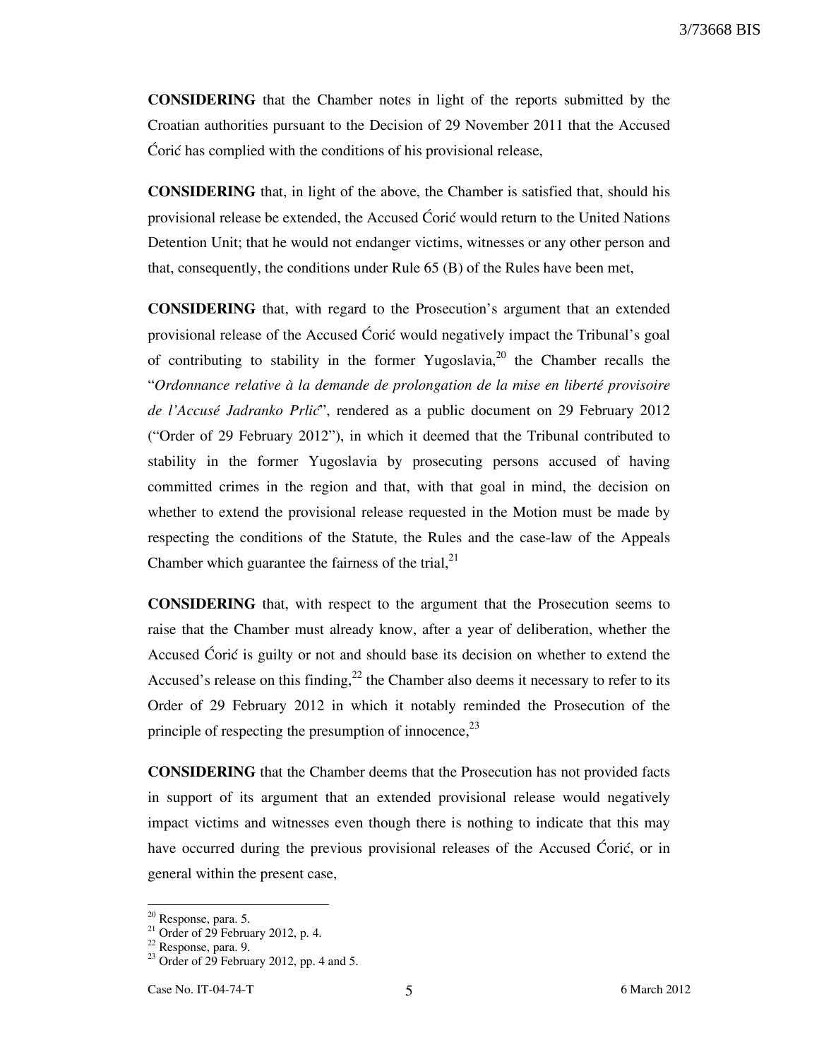**CONSIDERING** that the Chamber notes in light of the reports submitted by the Croatian authorities pursuant to the Decision of 29 November 2011 that the Accused Ćorić has complied with the conditions of his provisional release,

**CONSIDERING** that, in light of the above, the Chamber is satisfied that, should his provisional release be extended, the Accused Ćorić would return to the United Nations Detention Unit; that he would not endanger victims, witnesses or any other person and that, consequently, the conditions under Rule 65 (B) of the Rules have been met,

**CONSIDERING** that, with regard to the Prosecution's argument that an extended provisional release of the Accused Ćorić would negatively impact the Tribunal's goal of contributing to stability in the former Yugoslavia,[20] the Chamber recalls the "*Ordonnance relative à la demande de prolongation de la mise en liberté provisoire de l'Accusé Jadranko Prlić*", rendered as a public document on 29 February 2012 ("Order of 29 February 2012"), in which it deemed that the Tribunal contributed to stability in the former Yugoslavia by prosecuting persons accused of having committed crimes in the region and that, with that goal in mind, the decision on whether to extend the provisional release requested in the Motion must be made by respecting the conditions of the Statute, the Rules and the case-law of the Appeals Chamber which guarantee the fairness of the trial,[21]

**CONSIDERING** that, with respect to the argument that the Prosecution seems to raise that the Chamber must already know, after a year of deliberation, whether the Accused Ćorić is guilty or not and should base its decision on whether to extend the Accused's release on this finding,[22] the Chamber also deems it necessary to refer to its Order of 29 February 2012 in which it notably reminded the Prosecution of the principle of respecting the presumption of innocence,[23]

**CONSIDERING** that the Chamber deems that the Prosecution has not provided facts in support of its argument that an extended provisional release would negatively impact victims and witnesses even though there is nothing to indicate that this may have occurred during the previous provisional releases of the Accused Ćorić, or in general within the present case,

---

[20] Response, para. 5.

[21] Order of 29 February 2012, p. 4.

[22] Response, para. 9.

[23] Order of 29 February 2012, pp. 4 and 5.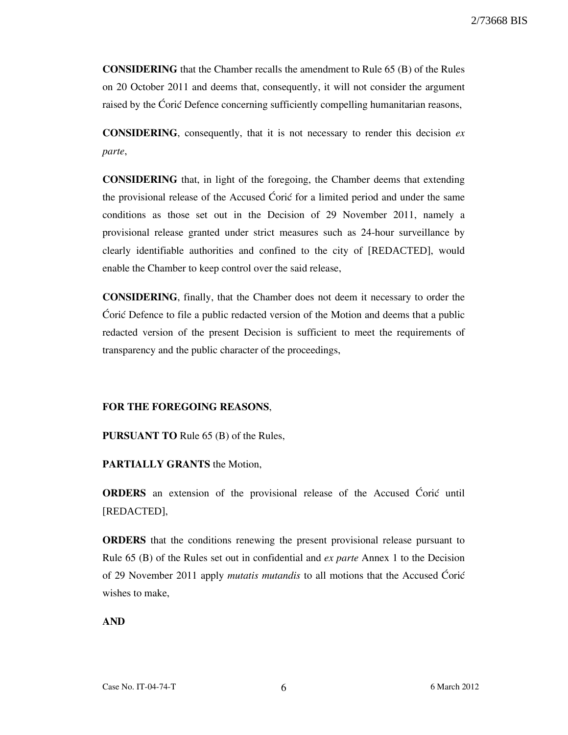**CONSIDERING** that the Chamber recalls the amendment to Rule 65 (B) of the Rules on 20 October 2011 and deems that, consequently, it will not consider the argument raised by the Ćorić Defence concerning sufficiently compelling humanitarian reasons,

**CONSIDERING**, consequently, that it is not necessary to render this decision *ex parte*,

**CONSIDERING** that, in light of the foregoing, the Chamber deems that extending the provisional release of the Accused Ćorić for a limited period and under the same conditions as those set out in the Decision of 29 November 2011, namely a provisional release granted under strict measures such as 24-hour surveillance by clearly identifiable authorities and confined to the city of [REDACTED], would enable the Chamber to keep control over the said release,

**CONSIDERING**, finally, that the Chamber does not deem it necessary to order the Ćorić Defence to file a public redacted version of the Motion and deems that a public redacted version of the present Decision is sufficient to meet the requirements of transparency and the public character of the proceedings,

**FOR THE FOREGOING REASONS**,

**PURSUANT TO** Rule 65 (B) of the Rules,

**PARTIALLY GRANTS** the Motion,

**ORDERS** an extension of the provisional release of the Accused Ćorić until [REDACTED],

**ORDERS** that the conditions renewing the present provisional release pursuant to Rule 65 (B) of the Rules set out in confidential and *ex parte* Annex 1 to the Decision of 29 November 2011 apply *mutatis mutandis* to all motions that the Accused Ćorić wishes to make,

**AND**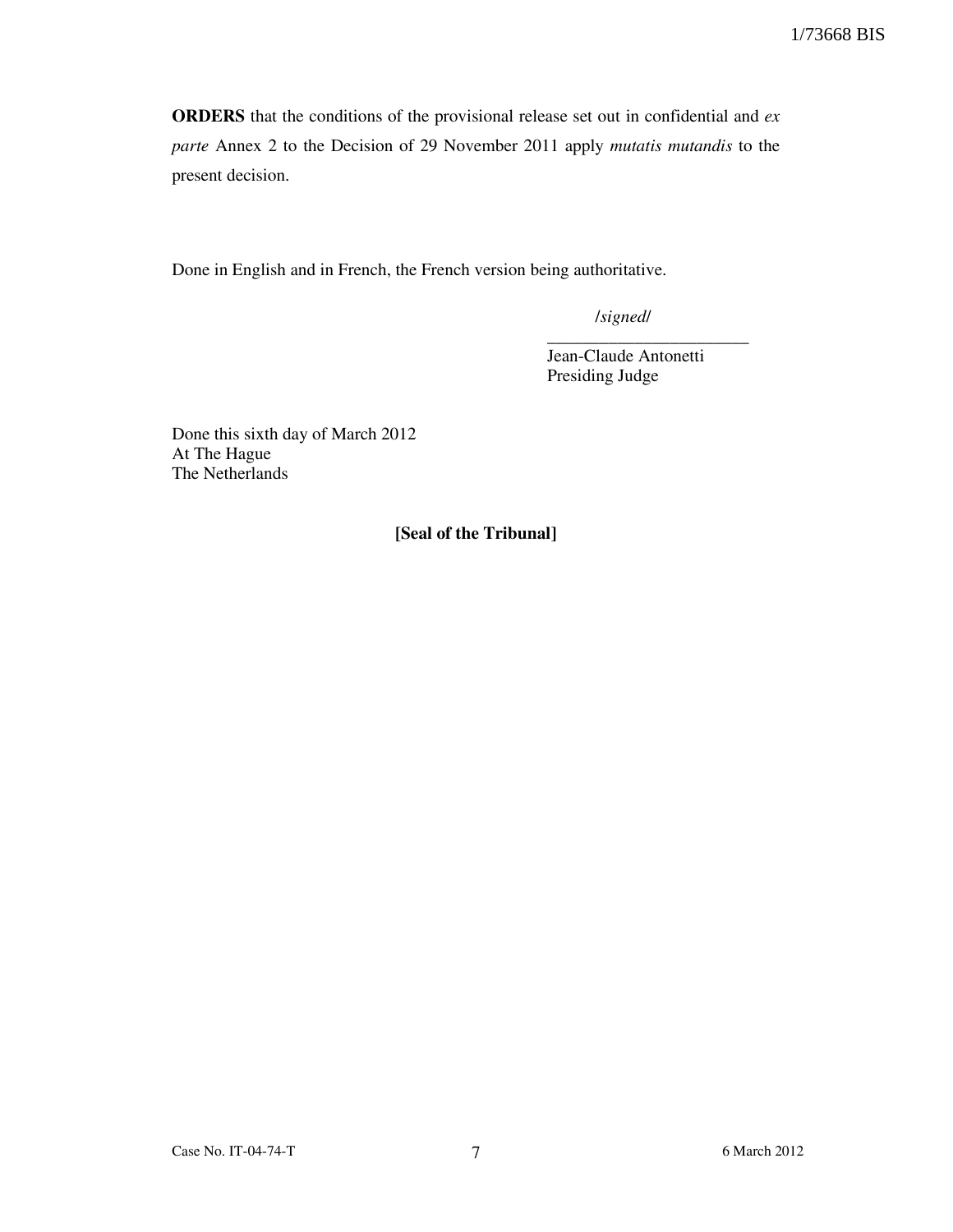**ORDERS** that the conditions of the provisional release set out in confidential and *ex parte* Annex 2 to the Decision of 29 November 2011 apply *mutatis mutandis* to the present decision.

Done in English and in French, the French version being authoritative.

/*signed*/

_______________________

Jean-Claude Antonetti
Presiding Judge

Done this sixth day of March 2012
At The Hague
The Netherlands

**[Seal of the Tribunal]**